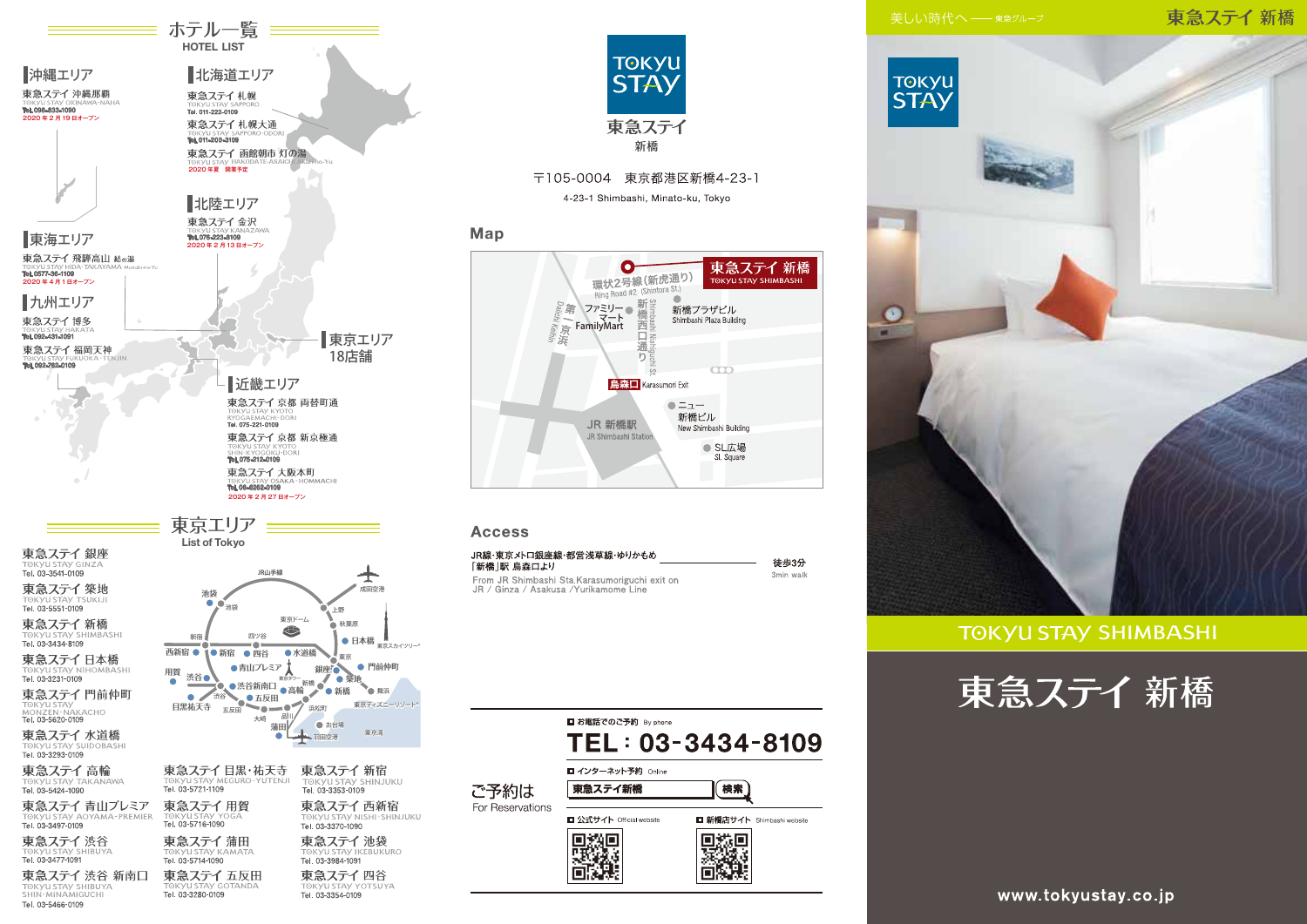# ホテル一覧
HOTEL LIST

## 沖縄エリア

東急ステイ 沖縄那覇
TOKYU STAY OKINAWA-NAHA
Tel. 098-833-1090
2020 年 2 月 19 日オープン

## 北海道エリア

東急ステイ 札幌
TOKYU STAY SAPPORO
Tel. 011-222-0109

東急ステイ 札幌大通
TOKYU STAY SAPPORO-ODORI
Tel. 011-200-3109

東急ステイ 函館朝市 灯の湯
TOKYU STAY HAKODATE-ASAICHI Akari-no-Yu
2020 年夏　開業予定

## 北陸エリア

東急ステイ 金沢
TOKYU STAY KANAZAWA
Tel. 076-223-8109
2020 年 2 月 13 日オープン

## 東海エリア

東急ステイ 飛騨高山 結の湯
TOKYU STAY HIDA-TAKAYAMA Musubi-no-Yu
Tel. 0577-36-1109
2020 年 4 月 1 日オープン

## 九州エリア

東急ステイ 博多
TOKYU STAY HAKATA
Tel. 092-431-1091

東急ステイ 福岡天神
TOKYU STAY FUKUOKA-TENJIN
Tel. 092-762-0109

## 東京エリア
18店舗

## 近畿エリア

東急ステイ 京都 両替町通
TOKYU STAY KYOTO RYOGAEMACHI-DORI
Tel. 075-221-0109

東急ステイ 京都 新京極通
TOKYU STAY KYOTO SHIN-KYOGOKU-DORI
Tel. 075-212-0109

東急ステイ 大阪本町
TOKYU STAY OSAKA-HOMMACHI
Tel. 06-6262-0109
2020 年 2 月 27 日オープン

# 東京エリア
List of Tokyo

東急ステイ 銀座
TOKYU STAY GINZA
Tel. 03-3541-0109

東急ステイ 築地
TOKYU STAY TSUKIJI
Tel. 03-5551-0109

東急ステイ 新橋
TOKYU STAY SHIMBASHI
Tel. 03-3434-8109

東急ステイ 日本橋
TOKYU STAY NIHOMBASHI
Tel. 03-3231-0109

東急ステイ 門前仲町
TOKYU STAY MONZEN-NAKACHO
Tel. 03-5620-0109

東急ステイ 水道橋
TOKYU STAY SUIDOBASHI
Tel. 03-3293-0109

東急ステイ 高輪
TOKYU STAY TAKANAWA
Tel. 03-5424-1090

東急ステイ 青山プレミア
TOKYU STAY AOYAMA-PREMIER
Tel. 03-3497-0109

東急ステイ 渋谷
TOKYU STAY SHIBUYA
Tel. 03-3477-1091

東急ステイ 渋谷 新南口
TOKYU STAY SHIBUYA SHIN-MINAMIGUCHI
Tel. 03-5466-0109

東急ステイ 目黒・祐天寺
TOKYU STAY MEGURO-YUTENJI
Tel. 03-5721-1109

東急ステイ 用賀
TOKYU STAY YOGA
Tel. 03-5716-1090

東急ステイ 蒲田
TOKYU STAY KAMATA
Tel. 03-5714-1090

東急ステイ 五反田
TOKYU STAY GOTANDA
Tel. 03-3280-0109

東急ステイ 新宿
TOKYU STAY SHINJUKU
Tel. 03-3353-0109

東急ステイ 西新宿
TOKYU STAY NISHI-SHINJUKU
Tel. 03-3370-1090

東急ステイ 池袋
TOKYU STAY IKEBUKURO
Tel. 03-3984-1091

東急ステイ 四谷
TOKYU STAY YOTSUYA
Tel. 03-3354-0109

---

TOKYU STAY
東急ステイ
新橋

〒105-0004　東京都港区新橋4-23-1
4-23-1 Shimbashi, Minato-ku, Tokyo

## Map

## Access

JR線・東京メトロ銀座線・都営浅草線・ゆりかもめ「新橋」駅 烏森口より　徒歩3分
From JR Shimbashi Sta.Karasumoriguchi exit on JR / Ginza / Asakusa /Yurikamome Line　3min walk

## ご予約は
For Reservations

お電話でのご予約 By phone
**TEL：03-3434-8109**

インターネット予約 Online
東急ステイ新橋　検索

公式サイト Official website
新橋店サイト Shimbashi website

---

美しい時代へ —— 東急グループ

東急ステイ 新橋

TOKYU STAY

TOKYU STAY SHIMBASHI

# 東急ステイ 新橋

www.tokyustay.co.jp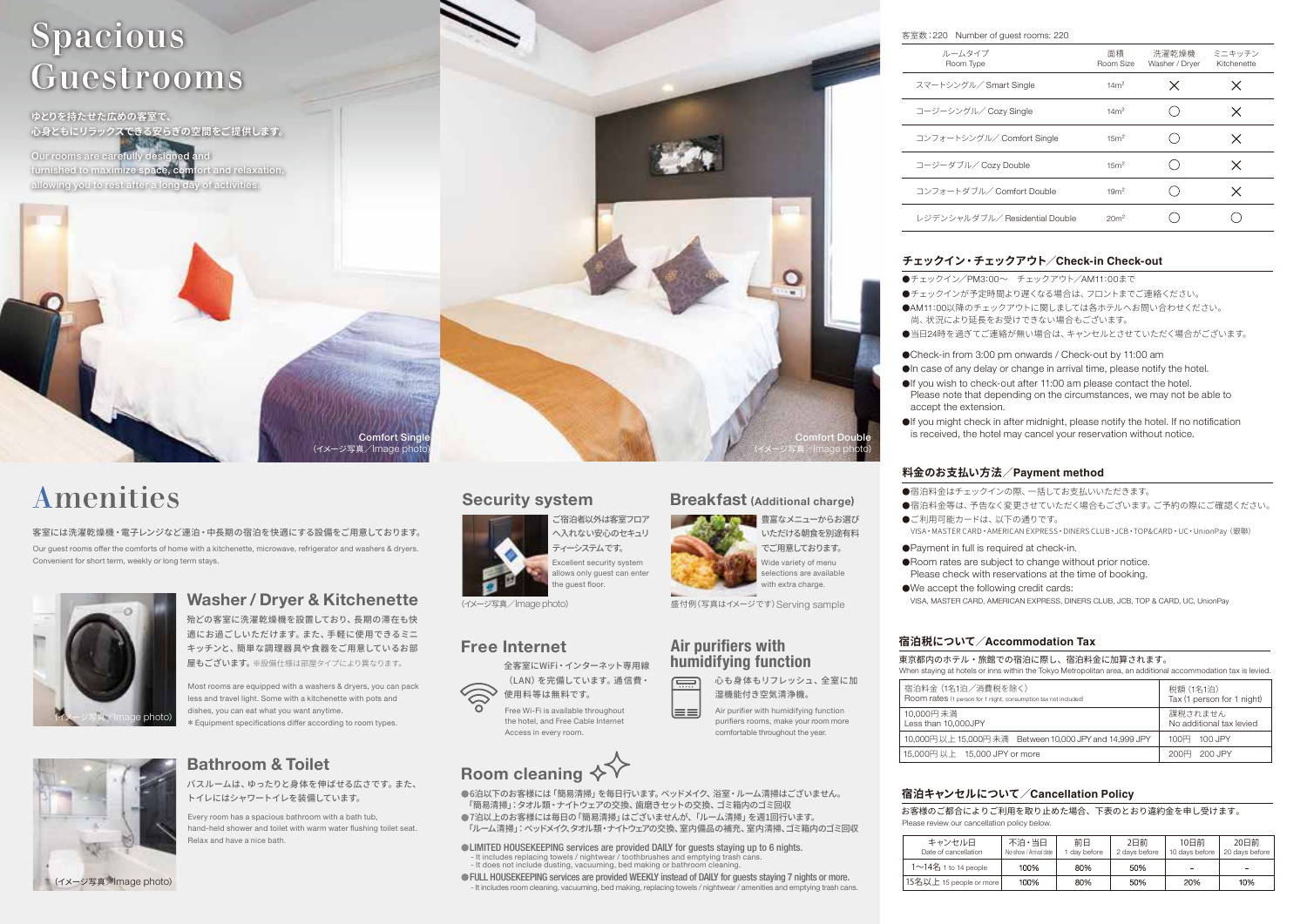# Spacious Guestrooms

ゆとりを持たせた広めの客室で、
心身ともにリラックスできる安らぎの空間をご提供します。

Our rooms are carefully designed and furnished to maximize space, comfort and relaxation, allowing you to rest after a long day of activities.

Comfort Single
(イメージ写真／Image photo)

Comfort Double
(イメージ写真／Image photo)

客室数：220　Number of guest rooms: 220

| ルームタイプ Room Type | 面積 Room Size | 洗濯乾燥機 Washer / Dryer | ミニキッチン Kitchenette |
|---|---|---|---|
| スマートシングル／Smart Single | 14m² | ╳ | ╳ |
| コージーシングル／Cozy Single | 14m² | ○ | ╳ |
| コンフォートシングル／Comfort Single | 15m² | ○ | ╳ |
| コージーダブル／Cozy Double | 15m² | ○ | ╳ |
| コンフォートダブル／Comfort Double | 19m² | ○ | ╳ |
| レジデンシャルダブル／Residential Double | 20m² | ○ | ○ |

## チェックイン・チェックアウト／Check-in Check-out

- チェックイン／PM3:00〜　チェックアウト／AM11:00まで
- チェックインが予定時間より遅くなる場合は、フロントまでご連絡ください。
- AM11:00以降のチェックアウトに関しましては各ホテルへお問い合わせください。
  尚、状況により延長をお受けできない場合もございます。
- 当日24時を過ぎてご連絡が無い場合は、キャンセルとさせていただく場合がございます。

- Check-in from 3:00 pm onwards / Check-out by 11:00 am
- In case of any delay or change in arrival time, please notify the hotel.
- If you wish to check-out after 11:00 am please contact the hotel.
  Please note that depending on the circumstances, we may not be able to accept the extension.
- If you might check in after midnight, please notify the hotel. If no notification is received, the hotel may cancel your reservation without notice.

## 料金のお支払い方法／Payment method

- 宿泊料金はチェックインの際、一括してお支払いいただきます。
- 宿泊料金等は、予告なく変更させていただく場合もございます。ご予約の際にご確認ください。
- ご利用可能カードは、以下の通りです。
  VISA・MASTER CARD・AMERICAN EXPRESS・DINERS CLUB・JCB・TOP&CARD・UC・UnionPay（銀聯）
- Payment in full is required at check-in.
- Room rates are subject to change without prior notice.
  Please check with reservations at the time of booking.
- We accept the following credit cards:
  VISA, MASTER CARD, AMERICAN EXPRESS, DINERS CLUB, JCB, TOP & CARD, UC, UnionPay

## 宿泊税について／Accommodation Tax

東京都内のホテル・旅館での宿泊に際し、宿泊料金に加算されます。
When staying at hotels or inns within the Tokyo Metropolitan area, an additional accommodation tax is levied.

| 宿泊料金（1名1泊／消費税を除く） Room rates (1 person for 1 night, consumption tax not included) | 税額（1名1泊） Tax (1 person for 1 night) |
|---|---|
| 10,000円未満 Less than 10,000JPY | 課税されません No additional tax levied |
| 10,000円以上15,000円未満　Between 10,000 JPY and 14,999 JPY | 100円　100 JPY |
| 15,000円以上　15,000 JPY or more | 200円　200 JPY |

## 宿泊キャンセルについて／Cancellation Policy

お客様のご都合によりご利用を取り止めた場合、下表のとおり違約金を申し受けます。
Please review our cancellation policy below.

| キャンセル日 Date of cancellation | 不泊・当日 No show / Arrival date | 前日 1 day before | 2日前 2 days before | 10日前 10 days before | 20日前 20 days before |
|---|---|---|---|---|---|
| 1〜14名 1 to 14 people | 100% | 80% | 50% | - | - |
| 15名以上 15 people or more | 100% | 80% | 50% | 20% | 10% |

# Amenities

客室には洗濯乾燥機・電子レンジなど連泊・中長期の宿泊を快適にする設備をご用意しております。

Our guest rooms offer the comforts of home with a kitchenette, microwave, refrigerator and washers & dryers. Convenient for short term, weekly or long term stays.

## Washer / Dryer & Kitchenette

殆どの客室に洗濯乾燥機を設置しており、長期の滞在も快適にお過ごしいただけます。また、手軽に使用できるミニキッチンと、簡単な調理器具や食器をご用意しているお部屋もございます。※設備仕様は部屋タイプにより異なります。

Most rooms are equipped with a washers & dryers, you can pack less and travel light. Some with a kitchenette with pots and dishes, you can eat what you want anytime.
＊Equipment specifications differ according to room types.

(イメージ写真／Image photo)

## Bathroom & Toilet

バスルームは、ゆったりと身体を伸ばせる広さです。また、トイレにはシャワートイレを装備しています。

Every room has a spacious bathroom with a bath tub, hand-held shower and toilet with warm water flushing toilet seat. Relax and have a nice bath.

(イメージ写真／Image photo)

## Security system

ご宿泊者以外は客室フロアへ入れない安心のセキュリティーシステムです。

Excellent security system allows only guest can enter the guest floor.

(イメージ写真／Image photo)

## Breakfast (Additional charge)

豊富なメニューからお選びいただける朝食を別途有料でご用意しております。

Wide variety of menu selections are available with extra charge.

盛付例(写真はイメージです) Serving sample

## Free Internet

全客室にWiFi・インターネット専用線（LAN）を完備しています。通信費・使用料等は無料です。

Free Wi-Fi is available throughout the hotel, and Free Cable Internet Access in every room.

## Air purifiers with humidifying function

心も身体もリフレッシュ、全室に加湿機能付き空気清浄機。

Air purifier with humidifying function purifiers rooms, make your room more comfortable throughout the year.

## Room cleaning

- 6泊以下のお客様には「簡易清掃」を毎日行います。ベッドメイク、浴室・ルーム清掃はございません。
  「簡易清掃」：タオル類・ナイトウェアの交換、歯磨きセットの交換、ゴミ箱内のゴミ回収
- 7泊以上のお客様には毎日の「簡易清掃」はございませんが、「ルーム清掃」を週1回行います。
  「ルーム清掃」：ベッドメイク、タオル類・ナイトウェアの交換、室内備品の補充、室内清掃、ゴミ箱内のゴミ回収

- LIMITED HOUSEKEEPING services are provided DAILY for guests staying up to 6 nights.
  - It includes replacing towels / nightwear / toothbrushes and emptying trash cans.
  - It does not include dusting, vacuuming, bed making or bathroom cleaning.
- FULL HOUSEKEEPING services are provided WEEKLY instead of DAILY for guests staying 7 nights or more.
  - It includes room cleaning, vacuuming, bed making, replacing towels / nightwear / amenities and emptying trash cans.